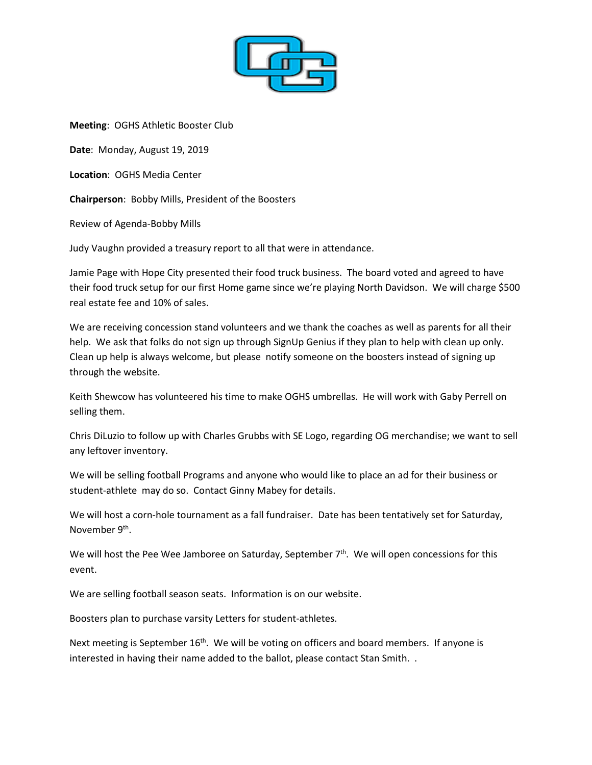**Meeting**: OGHS Athletic Booster Club

**Date**: Monday, August 19, 2019

**Location**: OGHS Media Center

**Chairperson**: Bobby Mills, President of the Boosters

Review of Agenda-Bobby Mills

Judy Vaughn provided a treasury report to all that were in attendance.

Jamie Page with Hope City presented their food truck business. The board voted and agreed to have their food truck setup for our first Home game since we're playing North Davidson. We will charge $500 real estate fee and 10% of sales.

We are receiving concession stand volunteers and we thank the coaches as well as parents for all their help. We ask that folks do not sign up through SignUp Genius if they plan to help with clean up only. Clean up help is always welcome, but please notify someone on the boosters instead of signing up through the website.

Keith Shewcow has volunteered his time to make OGHS umbrellas. He will work with Gaby Perrell on selling them.

Chris DiLuzio to follow up with Charles Grubbs with SE Logo, regarding OG merchandise; we want to sell any leftover inventory.

We will be selling football Programs and anyone who would like to place an ad for their business or student-athlete may do so. Contact Ginny Mabey for details.

We will host a corn-hole tournament as a fall fundraiser. Date has been tentatively set for Saturday, November 9th.

We will host the Pee Wee Jamboree on Saturday, September 7th. We will open concessions for this event.

We are selling football season seats. Information is on our website.

Boosters plan to purchase varsity Letters for student-athletes.

Next meeting is September 16th. We will be voting on officers and board members. If anyone is interested in having their name added to the ballot, please contact Stan Smith. .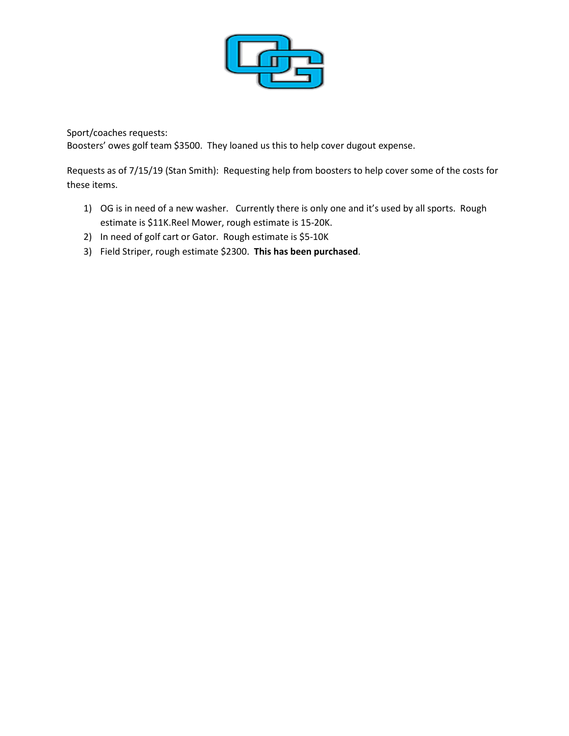Sport/coaches requests:
Boosters' owes golf team $3500. They loaned us this to help cover dugout expense.

Requests as of 7/15/19 (Stan Smith): Requesting help from boosters to help cover some of the costs for these items.

1) OG is in need of a new washer. Currently there is only one and it's used by all sports. Rough estimate is $11K.Reel Mower, rough estimate is 15-20K.
2) In need of golf cart or Gator. Rough estimate is $5-10K
3) Field Striper, rough estimate $2300. **This has been purchased**.